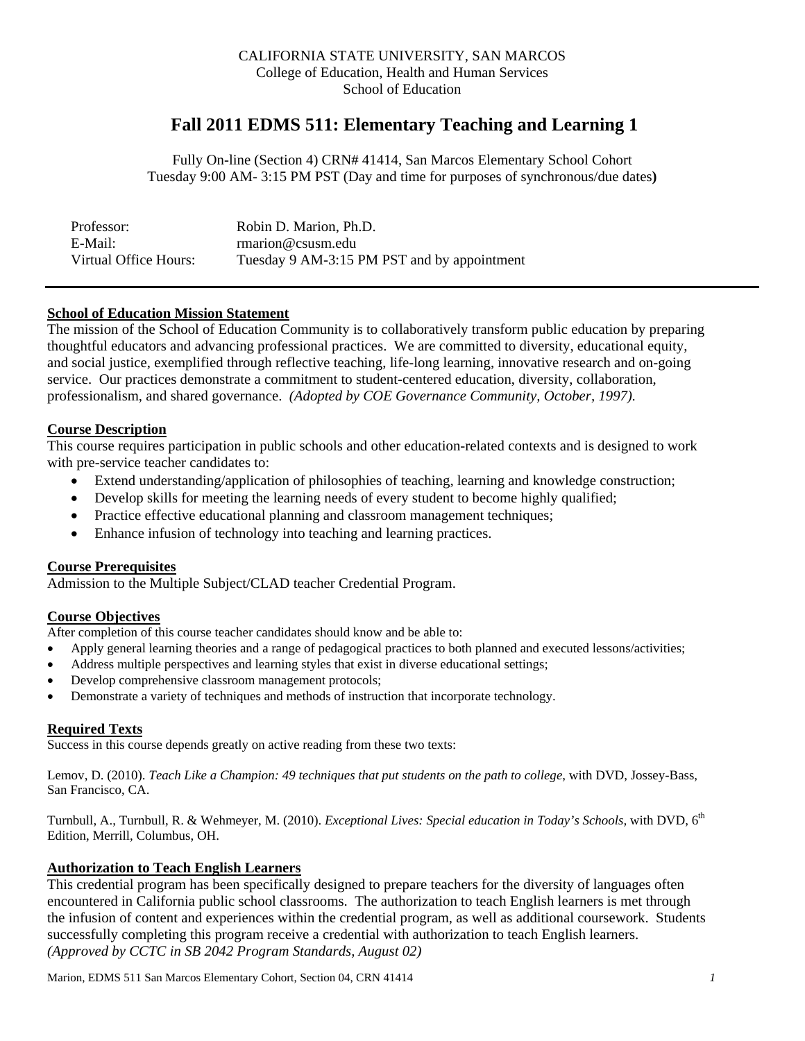CALIFORNIA STATE UNIVERSITY, SAN MARCOS
College of Education, Health and Human Services
School of Education

# Fall 2011 EDMS 511: Elementary Teaching and Learning 1

Fully On-line (Section 4) CRN# 41414, San Marcos Elementary School Cohort
Tuesday 9:00 AM- 3:15 PM PST (Day and time for purposes of synchronous/due dates**)**

| | |
|---|---|
| Professor: | Robin D. Marion, Ph.D. |
| E-Mail: | rmarion@csusm.edu |
| Virtual Office Hours: | Tuesday 9 AM-3:15 PM PST and by appointment |

---

**School of Education Mission Statement**

The mission of the School of Education Community is to collaboratively transform public education by preparing thoughtful educators and advancing professional practices. We are committed to diversity, educational equity, and social justice, exemplified through reflective teaching, life-long learning, innovative research and on-going service. Our practices demonstrate a commitment to student-centered education, diversity, collaboration, professionalism, and shared governance. *(Adopted by COE Governance Community, October, 1997).*

**Course Description**

This course requires participation in public schools and other education-related contexts and is designed to work with pre-service teacher candidates to:

- Extend understanding/application of philosophies of teaching, learning and knowledge construction;
- Develop skills for meeting the learning needs of every student to become highly qualified;
- Practice effective educational planning and classroom management techniques;
- Enhance infusion of technology into teaching and learning practices.

**Course Prerequisites**

Admission to the Multiple Subject/CLAD teacher Credential Program.

**Course Objectives**

After completion of this course teacher candidates should know and be able to:

- Apply general learning theories and a range of pedagogical practices to both planned and executed lessons/activities;
- Address multiple perspectives and learning styles that exist in diverse educational settings;
- Develop comprehensive classroom management protocols;
- Demonstrate a variety of techniques and methods of instruction that incorporate technology.

**Required Texts**

Success in this course depends greatly on active reading from these two texts:

Lemov, D. (2010). *Teach Like a Champion: 49 techniques that put students on the path to college,* with DVD, Jossey-Bass, San Francisco, CA.

Turnbull, A., Turnbull, R. & Wehmeyer, M. (2010). *Exceptional Lives: Special education in Today's Schools,* with DVD, 6th Edition, Merrill, Columbus, OH.

**Authorization to Teach English Learners**

This credential program has been specifically designed to prepare teachers for the diversity of languages often encountered in California public school classrooms. The authorization to teach English learners is met through the infusion of content and experiences within the credential program, as well as additional coursework. Students successfully completing this program receive a credential with authorization to teach English learners. *(Approved by CCTC in SB 2042 Program Standards, August 02)*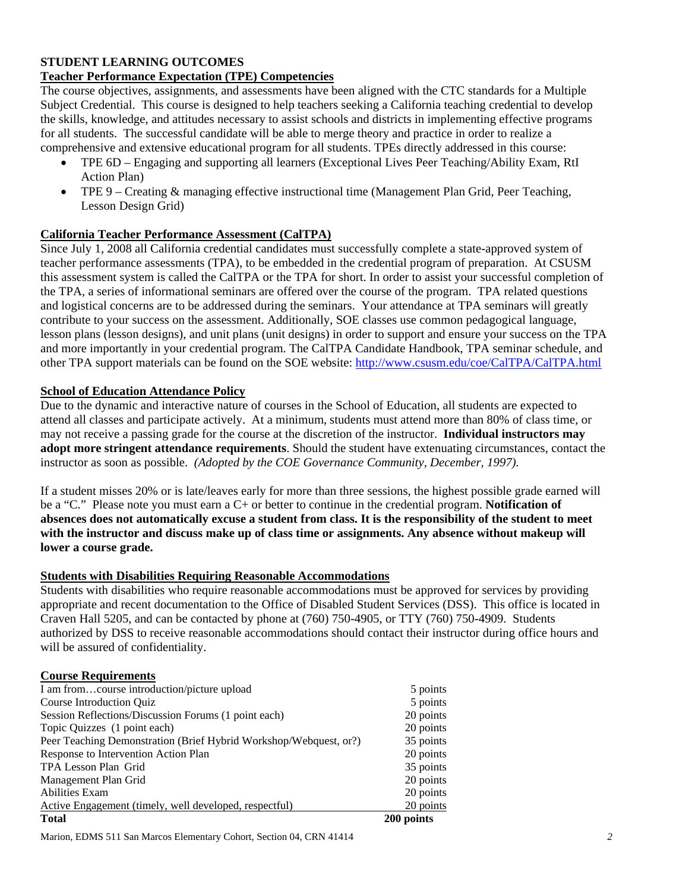## STUDENT LEARNING OUTCOMES

**Teacher Performance Expectation (TPE) Competencies**

The course objectives, assignments, and assessments have been aligned with the CTC standards for a Multiple Subject Credential. This course is designed to help teachers seeking a California teaching credential to develop the skills, knowledge, and attitudes necessary to assist schools and districts in implementing effective programs for all students. The successful candidate will be able to merge theory and practice in order to realize a comprehensive and extensive educational program for all students. TPEs directly addressed in this course:

- TPE 6D – Engaging and supporting all learners (Exceptional Lives Peer Teaching/Ability Exam, RtI Action Plan)
- TPE 9 – Creating & managing effective instructional time (Management Plan Grid, Peer Teaching, Lesson Design Grid)

**California Teacher Performance Assessment (CalTPA)**

Since July 1, 2008 all California credential candidates must successfully complete a state-approved system of teacher performance assessments (TPA), to be embedded in the credential program of preparation. At CSUSM this assessment system is called the CalTPA or the TPA for short. In order to assist your successful completion of the TPA, a series of informational seminars are offered over the course of the program. TPA related questions and logistical concerns are to be addressed during the seminars. Your attendance at TPA seminars will greatly contribute to your success on the assessment. Additionally, SOE classes use common pedagogical language, lesson plans (lesson designs), and unit plans (unit designs) in order to support and ensure your success on the TPA and more importantly in your credential program. The CalTPA Candidate Handbook, TPA seminar schedule, and other TPA support materials can be found on the SOE website: http://www.csusm.edu/coe/CalTPA/CalTPA.html

**School of Education Attendance Policy**

Due to the dynamic and interactive nature of courses in the School of Education, all students are expected to attend all classes and participate actively. At a minimum, students must attend more than 80% of class time, or may not receive a passing grade for the course at the discretion of the instructor. **Individual instructors may adopt more stringent attendance requirements**. Should the student have extenuating circumstances, contact the instructor as soon as possible. *(Adopted by the COE Governance Community, December, 1997).*

If a student misses 20% or is late/leaves early for more than three sessions, the highest possible grade earned will be a "C." Please note you must earn a C+ or better to continue in the credential program. **Notification of absences does not automatically excuse a student from class. It is the responsibility of the student to meet with the instructor and discuss make up of class time or assignments. Any absence without makeup will lower a course grade.**

**Students with Disabilities Requiring Reasonable Accommodations**

Students with disabilities who require reasonable accommodations must be approved for services by providing appropriate and recent documentation to the Office of Disabled Student Services (DSS). This office is located in Craven Hall 5205, and can be contacted by phone at (760) 750-4905, or TTY (760) 750-4909. Students authorized by DSS to receive reasonable accommodations should contact their instructor during office hours and will be assured of confidentiality.

**Course Requirements**

| Requirement | Points |
|---|---|
| I am from…course introduction/picture upload | 5 points |
| Course Introduction Quiz | 5 points |
| Session Reflections/Discussion Forums (1 point each) | 20 points |
| Topic Quizzes (1 point each) | 20 points |
| Peer Teaching Demonstration (Brief Hybrid Workshop/Webquest, or?) | 35 points |
| Response to Intervention Action Plan | 20 points |
| TPA Lesson Plan Grid | 35 points |
| Management Plan Grid | 20 points |
| Abilities Exam | 20 points |
| Active Engagement (timely, well developed, respectful) | 20 points |
| **Total** | **200 points** |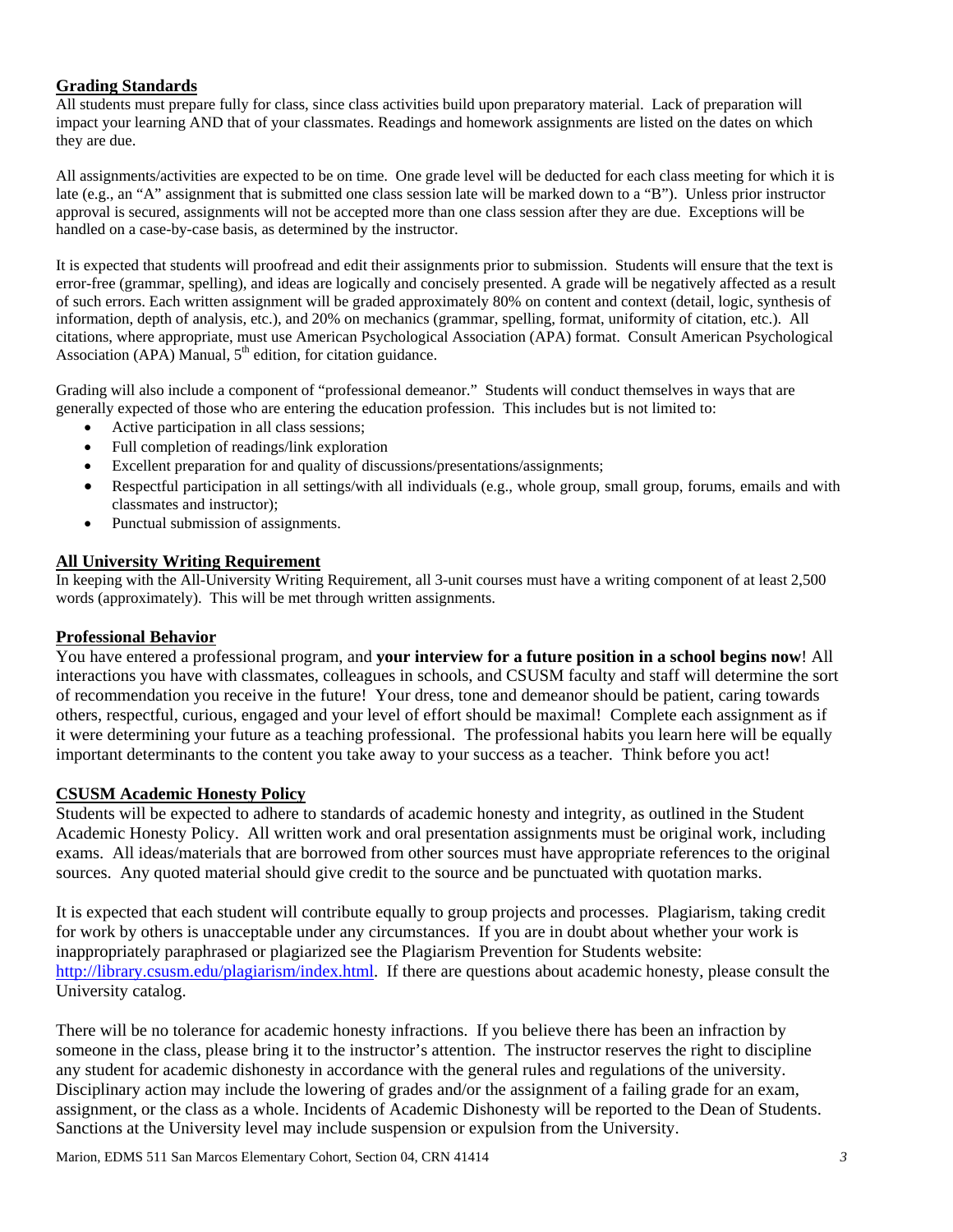## Grading Standards

All students must prepare fully for class, since class activities build upon preparatory material. Lack of preparation will impact your learning AND that of your classmates. Readings and homework assignments are listed on the dates on which they are due.

All assignments/activities are expected to be on time. One grade level will be deducted for each class meeting for which it is late (e.g., an "A" assignment that is submitted one class session late will be marked down to a "B"). Unless prior instructor approval is secured, assignments will not be accepted more than one class session after they are due. Exceptions will be handled on a case-by-case basis, as determined by the instructor.

It is expected that students will proofread and edit their assignments prior to submission. Students will ensure that the text is error-free (grammar, spelling), and ideas are logically and concisely presented. A grade will be negatively affected as a result of such errors. Each written assignment will be graded approximately 80% on content and context (detail, logic, synthesis of information, depth of analysis, etc.), and 20% on mechanics (grammar, spelling, format, uniformity of citation, etc.). All citations, where appropriate, must use American Psychological Association (APA) format. Consult American Psychological Association (APA) Manual, 5th edition, for citation guidance.

Grading will also include a component of "professional demeanor." Students will conduct themselves in ways that are generally expected of those who are entering the education profession. This includes but is not limited to:

- Active participation in all class sessions;
- Full completion of readings/link exploration
- Excellent preparation for and quality of discussions/presentations/assignments;
- Respectful participation in all settings/with all individuals (e.g., whole group, small group, forums, emails and with classmates and instructor);
- Punctual submission of assignments.

## All University Writing Requirement

In keeping with the All-University Writing Requirement, all 3-unit courses must have a writing component of at least 2,500 words (approximately). This will be met through written assignments.

## Professional Behavior

You have entered a professional program, and **your interview for a future position in a school begins now**! All interactions you have with classmates, colleagues in schools, and CSUSM faculty and staff will determine the sort of recommendation you receive in the future! Your dress, tone and demeanor should be patient, caring towards others, respectful, curious, engaged and your level of effort should be maximal! Complete each assignment as if it were determining your future as a teaching professional. The professional habits you learn here will be equally important determinants to the content you take away to your success as a teacher. Think before you act!

## CSUSM Academic Honesty Policy

Students will be expected to adhere to standards of academic honesty and integrity, as outlined in the Student Academic Honesty Policy. All written work and oral presentation assignments must be original work, including exams. All ideas/materials that are borrowed from other sources must have appropriate references to the original sources. Any quoted material should give credit to the source and be punctuated with quotation marks.

It is expected that each student will contribute equally to group projects and processes. Plagiarism, taking credit for work by others is unacceptable under any circumstances. If you are in doubt about whether your work is inappropriately paraphrased or plagiarized see the Plagiarism Prevention for Students website: http://library.csusm.edu/plagiarism/index.html. If there are questions about academic honesty, please consult the University catalog.

There will be no tolerance for academic honesty infractions. If you believe there has been an infraction by someone in the class, please bring it to the instructor's attention. The instructor reserves the right to discipline any student for academic dishonesty in accordance with the general rules and regulations of the university. Disciplinary action may include the lowering of grades and/or the assignment of a failing grade for an exam, assignment, or the class as a whole. Incidents of Academic Dishonesty will be reported to the Dean of Students. Sanctions at the University level may include suspension or expulsion from the University.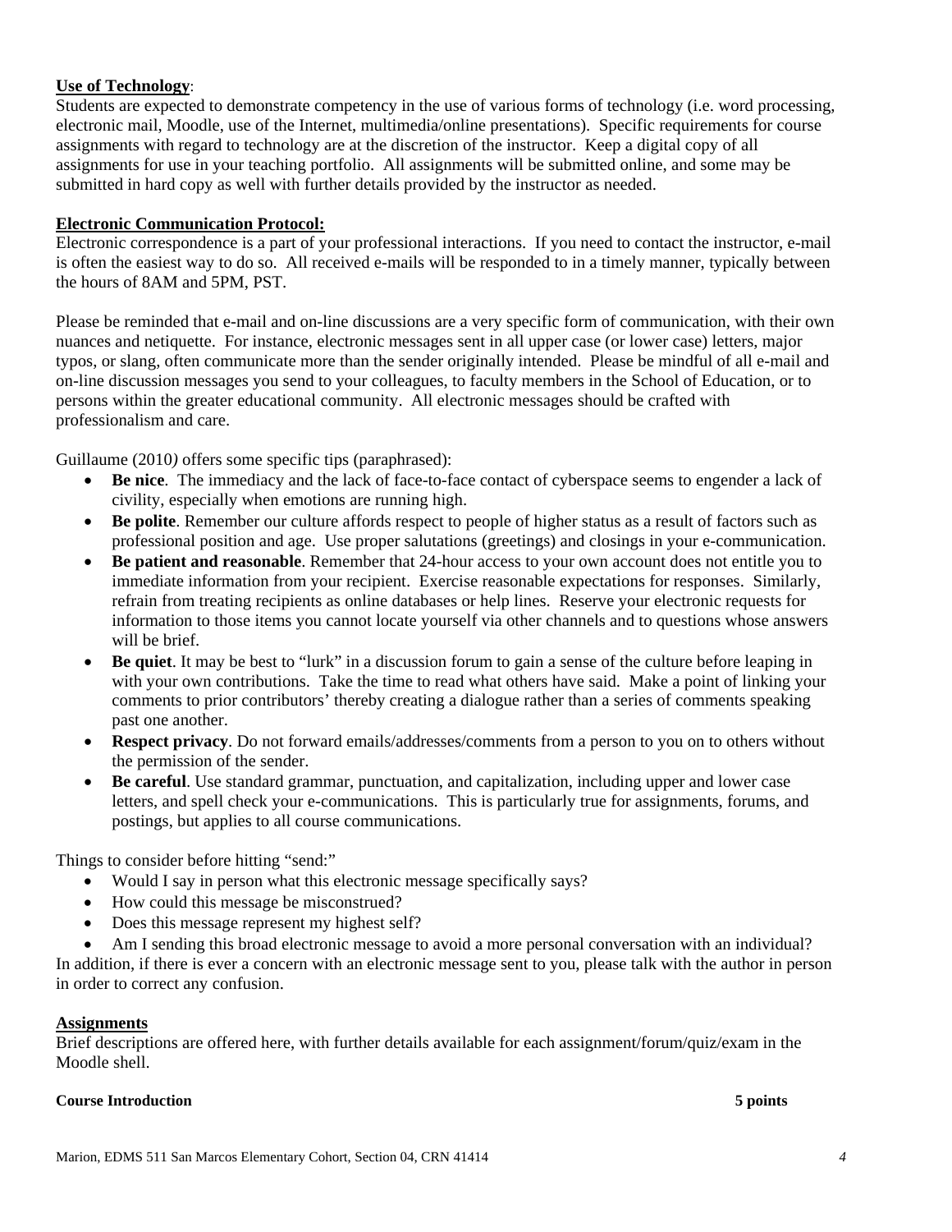**Use of Technology**:

Students are expected to demonstrate competency in the use of various forms of technology (i.e. word processing, electronic mail, Moodle, use of the Internet, multimedia/online presentations). Specific requirements for course assignments with regard to technology are at the discretion of the instructor. Keep a digital copy of all assignments for use in your teaching portfolio. All assignments will be submitted online, and some may be submitted in hard copy as well with further details provided by the instructor as needed.

**Electronic Communication Protocol:**

Electronic correspondence is a part of your professional interactions. If you need to contact the instructor, e-mail is often the easiest way to do so. All received e-mails will be responded to in a timely manner, typically between the hours of 8AM and 5PM, PST.

Please be reminded that e-mail and on-line discussions are a very specific form of communication, with their own nuances and netiquette. For instance, electronic messages sent in all upper case (or lower case) letters, major typos, or slang, often communicate more than the sender originally intended. Please be mindful of all e-mail and on-line discussion messages you send to your colleagues, to faculty members in the School of Education, or to persons within the greater educational community. All electronic messages should be crafted with professionalism and care.

Guillaume (2010*)* offers some specific tips (paraphrased):

- **Be nice**. The immediacy and the lack of face-to-face contact of cyberspace seems to engender a lack of civility, especially when emotions are running high.
- **Be polite**. Remember our culture affords respect to people of higher status as a result of factors such as professional position and age. Use proper salutations (greetings) and closings in your e-communication.
- **Be patient and reasonable**. Remember that 24-hour access to your own account does not entitle you to immediate information from your recipient. Exercise reasonable expectations for responses. Similarly, refrain from treating recipients as online databases or help lines. Reserve your electronic requests for information to those items you cannot locate yourself via other channels and to questions whose answers will be brief.
- **Be quiet**. It may be best to "lurk" in a discussion forum to gain a sense of the culture before leaping in with your own contributions. Take the time to read what others have said. Make a point of linking your comments to prior contributors' thereby creating a dialogue rather than a series of comments speaking past one another.
- **Respect privacy**. Do not forward emails/addresses/comments from a person to you on to others without the permission of the sender.
- **Be careful**. Use standard grammar, punctuation, and capitalization, including upper and lower case letters, and spell check your e-communications. This is particularly true for assignments, forums, and postings, but applies to all course communications.

Things to consider before hitting "send:"

- Would I say in person what this electronic message specifically says?
- How could this message be misconstrued?
- Does this message represent my highest self?
- Am I sending this broad electronic message to avoid a more personal conversation with an individual?

In addition, if there is ever a concern with an electronic message sent to you, please talk with the author in person in order to correct any confusion.

**Assignments**

Brief descriptions are offered here, with further details available for each assignment/forum/quiz/exam in the Moodle shell.

**Course Introduction** **5 points**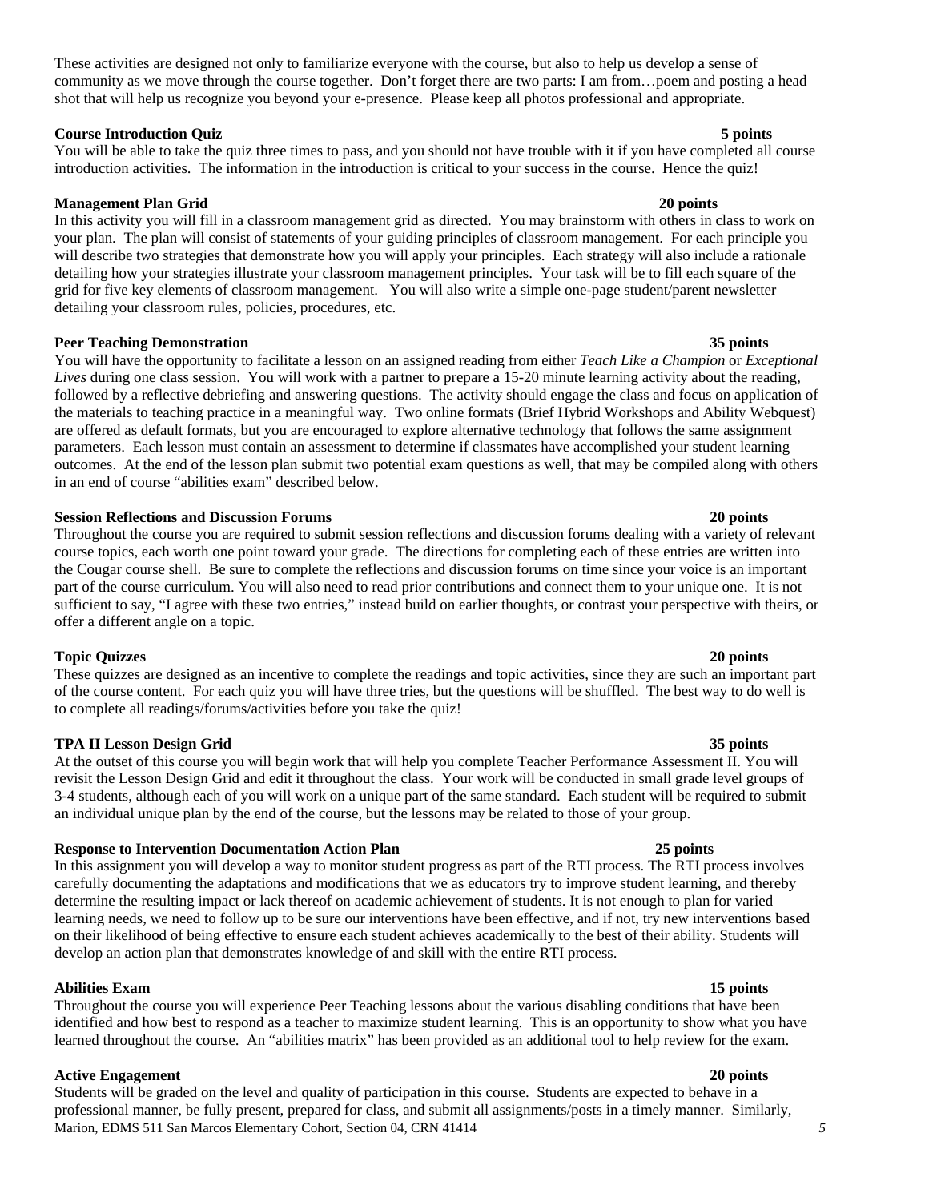These activities are designed not only to familiarize everyone with the course, but also to help us develop a sense of community as we move through the course together. Don't forget there are two parts: I am from…poem and posting a head shot that will help us recognize you beyond your e-presence. Please keep all photos professional and appropriate.

**Course Introduction Quiz** **5 points**

You will be able to take the quiz three times to pass, and you should not have trouble with it if you have completed all course introduction activities. The information in the introduction is critical to your success in the course. Hence the quiz!

**Management Plan Grid** **20 points**

In this activity you will fill in a classroom management grid as directed. You may brainstorm with others in class to work on your plan. The plan will consist of statements of your guiding principles of classroom management. For each principle you will describe two strategies that demonstrate how you will apply your principles. Each strategy will also include a rationale detailing how your strategies illustrate your classroom management principles. Your task will be to fill each square of the grid for five key elements of classroom management. You will also write a simple one-page student/parent newsletter detailing your classroom rules, policies, procedures, etc.

**Peer Teaching Demonstration** **35 points**

You will have the opportunity to facilitate a lesson on an assigned reading from either *Teach Like a Champion* or *Exceptional Lives* during one class session. You will work with a partner to prepare a 15-20 minute learning activity about the reading, followed by a reflective debriefing and answering questions. The activity should engage the class and focus on application of the materials to teaching practice in a meaningful way. Two online formats (Brief Hybrid Workshops and Ability Webquest) are offered as default formats, but you are encouraged to explore alternative technology that follows the same assignment parameters. Each lesson must contain an assessment to determine if classmates have accomplished your student learning outcomes. At the end of the lesson plan submit two potential exam questions as well, that may be compiled along with others in an end of course "abilities exam" described below.

**Session Reflections and Discussion Forums** **20 points**

Throughout the course you are required to submit session reflections and discussion forums dealing with a variety of relevant course topics, each worth one point toward your grade. The directions for completing each of these entries are written into the Cougar course shell. Be sure to complete the reflections and discussion forums on time since your voice is an important part of the course curriculum. You will also need to read prior contributions and connect them to your unique one. It is not sufficient to say, "I agree with these two entries," instead build on earlier thoughts, or contrast your perspective with theirs, or offer a different angle on a topic.

**Topic Quizzes** **20 points**

These quizzes are designed as an incentive to complete the readings and topic activities, since they are such an important part of the course content. For each quiz you will have three tries, but the questions will be shuffled. The best way to do well is to complete all readings/forums/activities before you take the quiz!

**TPA II Lesson Design Grid** **35 points**

At the outset of this course you will begin work that will help you complete Teacher Performance Assessment II. You will revisit the Lesson Design Grid and edit it throughout the class. Your work will be conducted in small grade level groups of 3-4 students, although each of you will work on a unique part of the same standard. Each student will be required to submit an individual unique plan by the end of the course, but the lessons may be related to those of your group.

**Response to Intervention Documentation Action Plan** **25 points**

In this assignment you will develop a way to monitor student progress as part of the RTI process. The RTI process involves carefully documenting the adaptations and modifications that we as educators try to improve student learning, and thereby determine the resulting impact or lack thereof on academic achievement of students. It is not enough to plan for varied learning needs, we need to follow up to be sure our interventions have been effective, and if not, try new interventions based on their likelihood of being effective to ensure each student achieves academically to the best of their ability. Students will develop an action plan that demonstrates knowledge of and skill with the entire RTI process.

**Abilities Exam** **15 points**

Throughout the course you will experience Peer Teaching lessons about the various disabling conditions that have been identified and how best to respond as a teacher to maximize student learning. This is an opportunity to show what you have learned throughout the course. An "abilities matrix" has been provided as an additional tool to help review for the exam.

**Active Engagement** **20 points**

Students will be graded on the level and quality of participation in this course. Students are expected to behave in a professional manner, be fully present, prepared for class, and submit all assignments/posts in a timely manner. Similarly,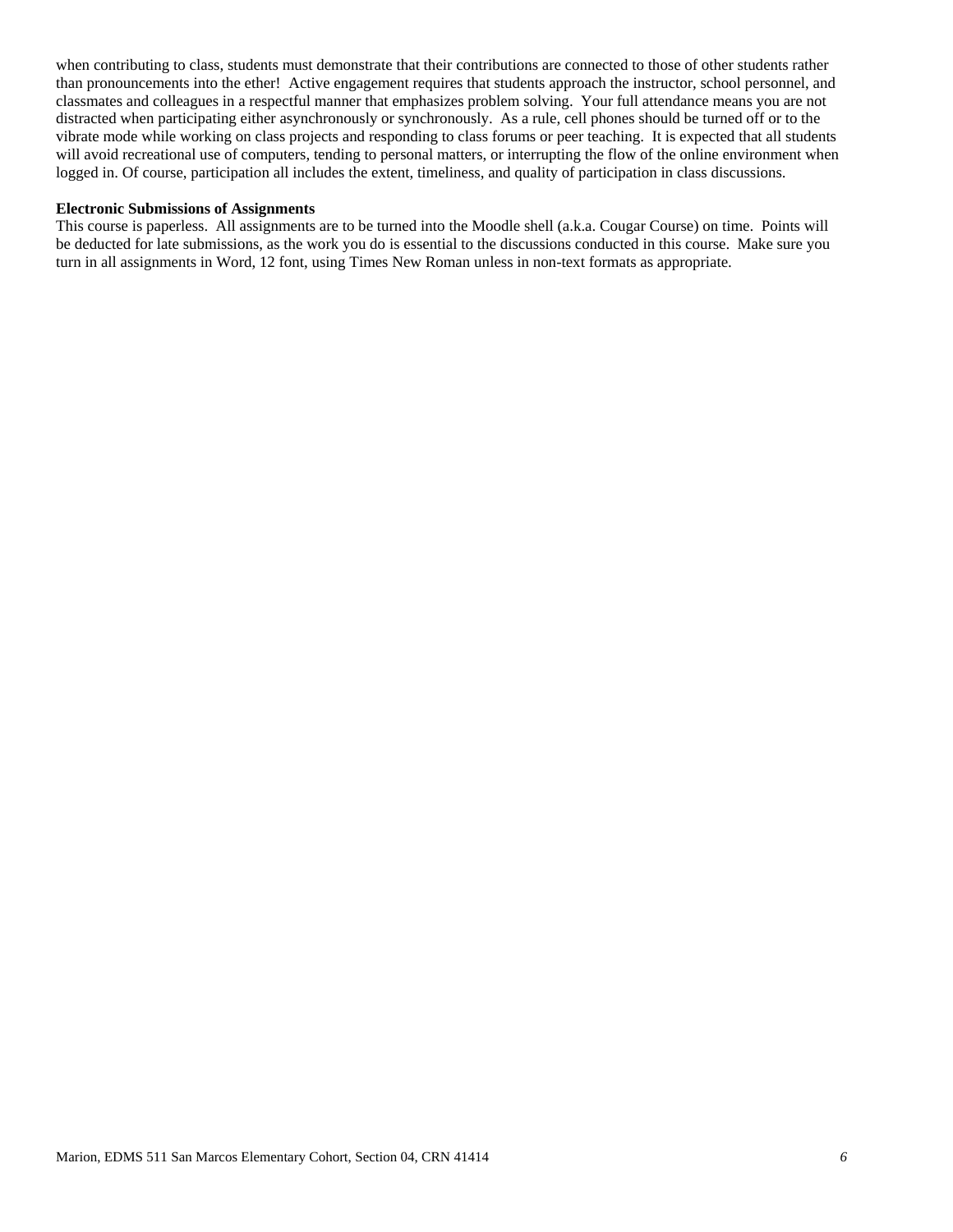when contributing to class, students must demonstrate that their contributions are connected to those of other students rather than pronouncements into the ether! Active engagement requires that students approach the instructor, school personnel, and classmates and colleagues in a respectful manner that emphasizes problem solving. Your full attendance means you are not distracted when participating either asynchronously or synchronously. As a rule, cell phones should be turned off or to the vibrate mode while working on class projects and responding to class forums or peer teaching. It is expected that all students will avoid recreational use of computers, tending to personal matters, or interrupting the flow of the online environment when logged in. Of course, participation all includes the extent, timeliness, and quality of participation in class discussions.

**Electronic Submissions of Assignments**

This course is paperless. All assignments are to be turned into the Moodle shell (a.k.a. Cougar Course) on time. Points will be deducted for late submissions, as the work you do is essential to the discussions conducted in this course. Make sure you turn in all assignments in Word, 12 font, using Times New Roman unless in non-text formats as appropriate.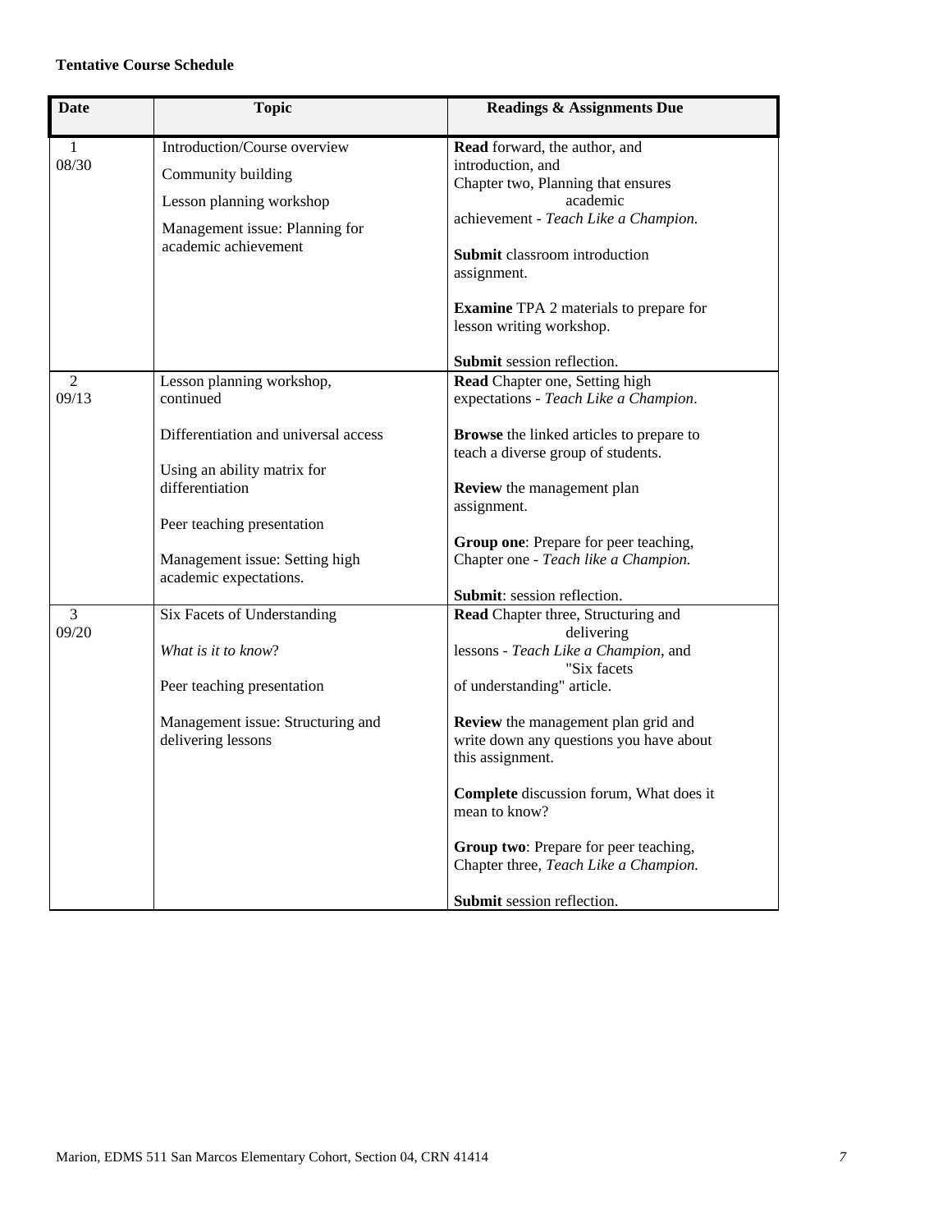**Tentative Course Schedule**

| Date | Topic | Readings & Assignments Due |
|---|---|---|
| 1<br>08/30 | Introduction/Course overview<br><br>Community building<br><br>Lesson planning workshop<br><br>Management issue: Planning for academic achievement | **Read** forward, the author, and introduction, and Chapter two, Planning that ensures academic achievement - *Teach Like a Champion.*<br><br>**Submit** classroom introduction assignment.<br><br>**Examine** TPA 2 materials to prepare for lesson writing workshop.<br><br>**Submit** session reflection. |
| 2<br>09/13 | Lesson planning workshop, continued<br><br>Differentiation and universal access<br><br>Using an ability matrix for differentiation<br><br>Peer teaching presentation<br><br>Management issue: Setting high academic expectations. | **Read** Chapter one, Setting high expectations - *Teach Like a Champion*.<br><br>**Browse** the linked articles to prepare to teach a diverse group of students.<br><br>**Review** the management plan assignment.<br><br>**Group one**: Prepare for peer teaching, Chapter one - *Teach like a Champion.*<br><br>**Submit**: session reflection. |
| 3<br>09/20 | Six Facets of Understanding<br><br>*What is it to know*?<br><br>Peer teaching presentation<br><br>Management issue: Structuring and delivering lessons | **Read** Chapter three, Structuring and delivering lessons - *Teach Like a Champion*, and "Six facets of understanding" article.<br><br>**Review** the management plan grid and write down any questions you have about this assignment.<br><br>**Complete** discussion forum, What does it mean to know?<br><br>**Group two**: Prepare for peer teaching, Chapter three, *Teach Like a Champion.*<br><br>**Submit** session reflection. |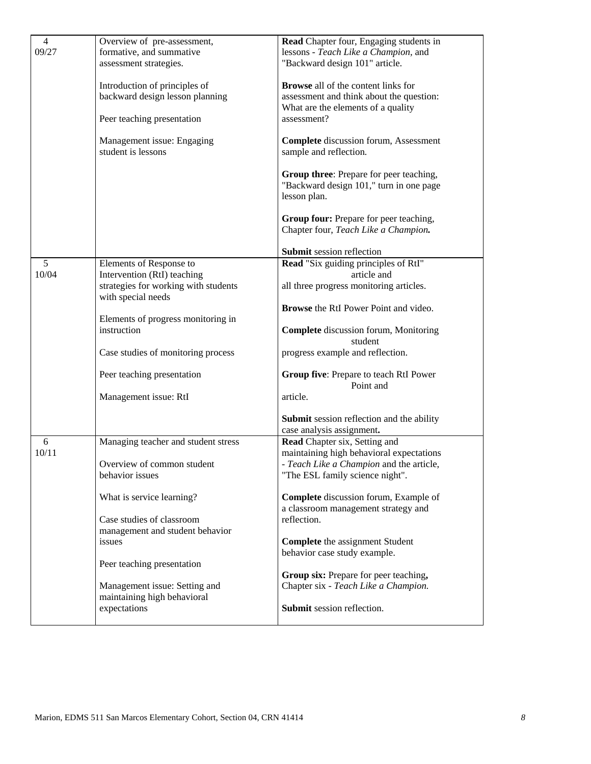| 4<br>09/27 | Overview of pre-assessment, formative, and summative assessment strategies.<br><br>Introduction of principles of backward design lesson planning<br><br>Peer teaching presentation<br><br>Management issue: Engaging student is lessons | **Read** Chapter four, Engaging students in lessons - *Teach Like a Champion*, and "Backward design 101" article.<br><br>**Browse** all of the content links for assessment and think about the question: What are the elements of a quality assessment?<br><br>**Complete** discussion forum, Assessment sample and reflection.<br><br>**Group three**: Prepare for peer teaching, "Backward design 101," turn in one page lesson plan.<br><br>**Group four:** Prepare for peer teaching, Chapter four, *Teach Like a Champion.*<br><br>**Submit** session reflection |
|---|---|---|
| 5<br>10/04 | Elements of Response to Intervention (RtI) teaching strategies for working with students with special needs<br><br>Elements of progress monitoring in instruction<br><br>Case studies of monitoring process<br><br>Peer teaching presentation<br><br>Management issue: RtI | **Read** "Six guiding principles of RtI" article and all three progress monitoring articles.<br><br>**Browse** the RtI Power Point and video.<br><br>**Complete** discussion forum, Monitoring student progress example and reflection.<br><br>**Group five**: Prepare to teach RtI Power Point and article.<br><br>**Submit** session reflection and the ability case analysis assignment**.** |
| 6<br>10/11 | Managing teacher and student stress<br><br>Overview of common student behavior issues<br><br>What is service learning?<br><br>Case studies of classroom management and student behavior issues<br><br>Peer teaching presentation<br><br>Management issue: Setting and maintaining high behavioral expectations | **Read** Chapter six, Setting and maintaining high behavioral expectations - *Teach Like a Champion* and the article, "The ESL family science night".<br><br>**Complete** discussion forum, Example of a classroom management strategy and reflection.<br><br>**Complete** the assignment Student behavior case study example.<br><br>**Group six:** Prepare for peer teaching**,** Chapter six - *Teach Like a Champion.*<br><br>**Submit** session reflection. |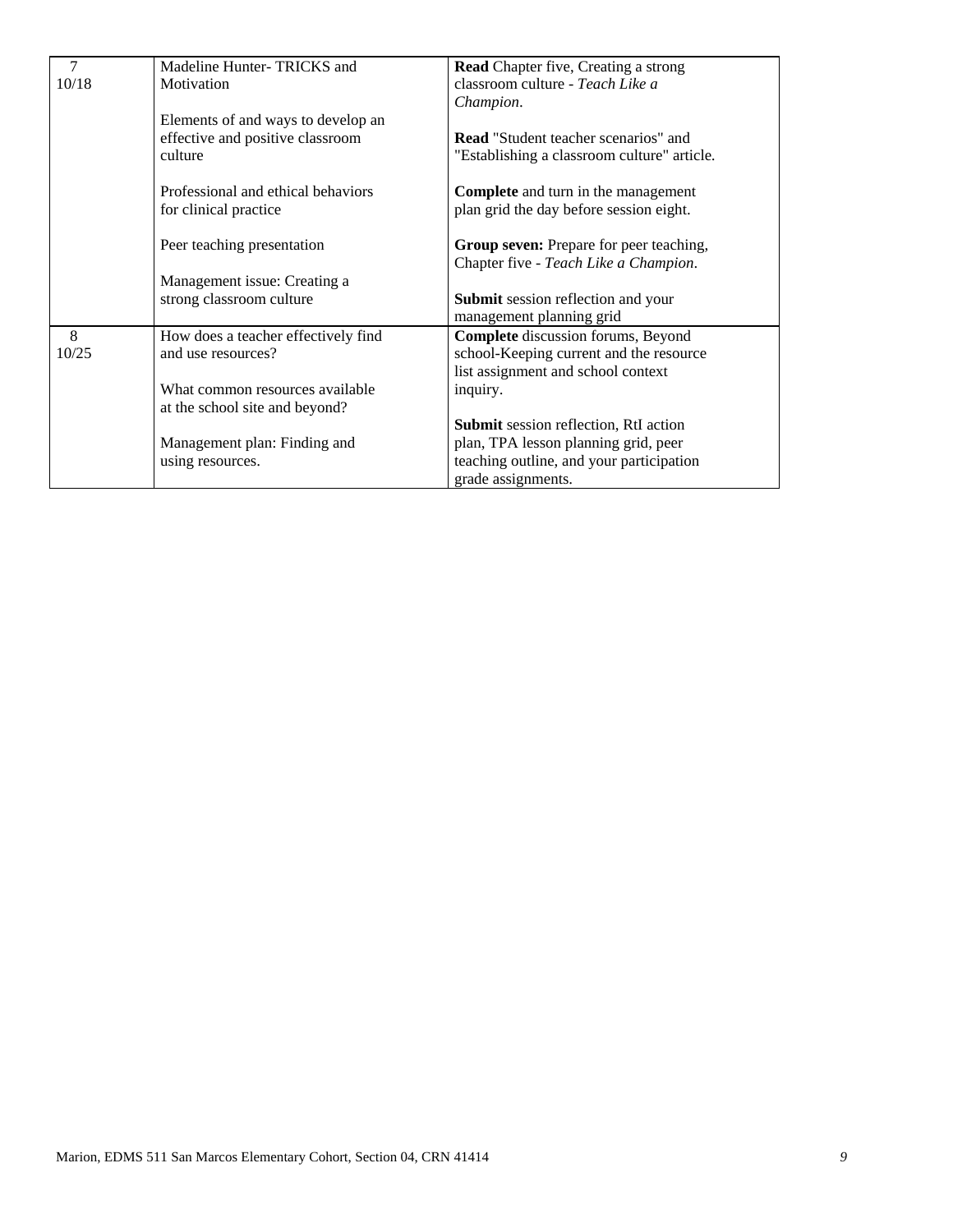| | | |
|---|---|---|
| 7<br>10/18 | Madeline Hunter- TRICKS and Motivation<br><br>Elements of and ways to develop an effective and positive classroom culture<br><br>Professional and ethical behaviors for clinical practice<br><br>Peer teaching presentation<br><br>Management issue: Creating a strong classroom culture | **Read** Chapter five, Creating a strong classroom culture - *Teach Like a Champion*.<br><br>**Read** "Student teacher scenarios" and "Establishing a classroom culture" article.<br><br>**Complete** and turn in the management plan grid the day before session eight.<br><br>**Group seven:** Prepare for peer teaching, Chapter five - *Teach Like a Champion*.<br><br>**Submit** session reflection and your management planning grid |
| 8<br>10/25 | How does a teacher effectively find and use resources?<br><br>What common resources available at the school site and beyond?<br><br>Management plan: Finding and using resources. | **Complete** discussion forums, Beyond school-Keeping current and the resource list assignment and school context inquiry.<br><br>**Submit** session reflection, RtI action plan, TPA lesson planning grid, peer teaching outline, and your participation grade assignments. |